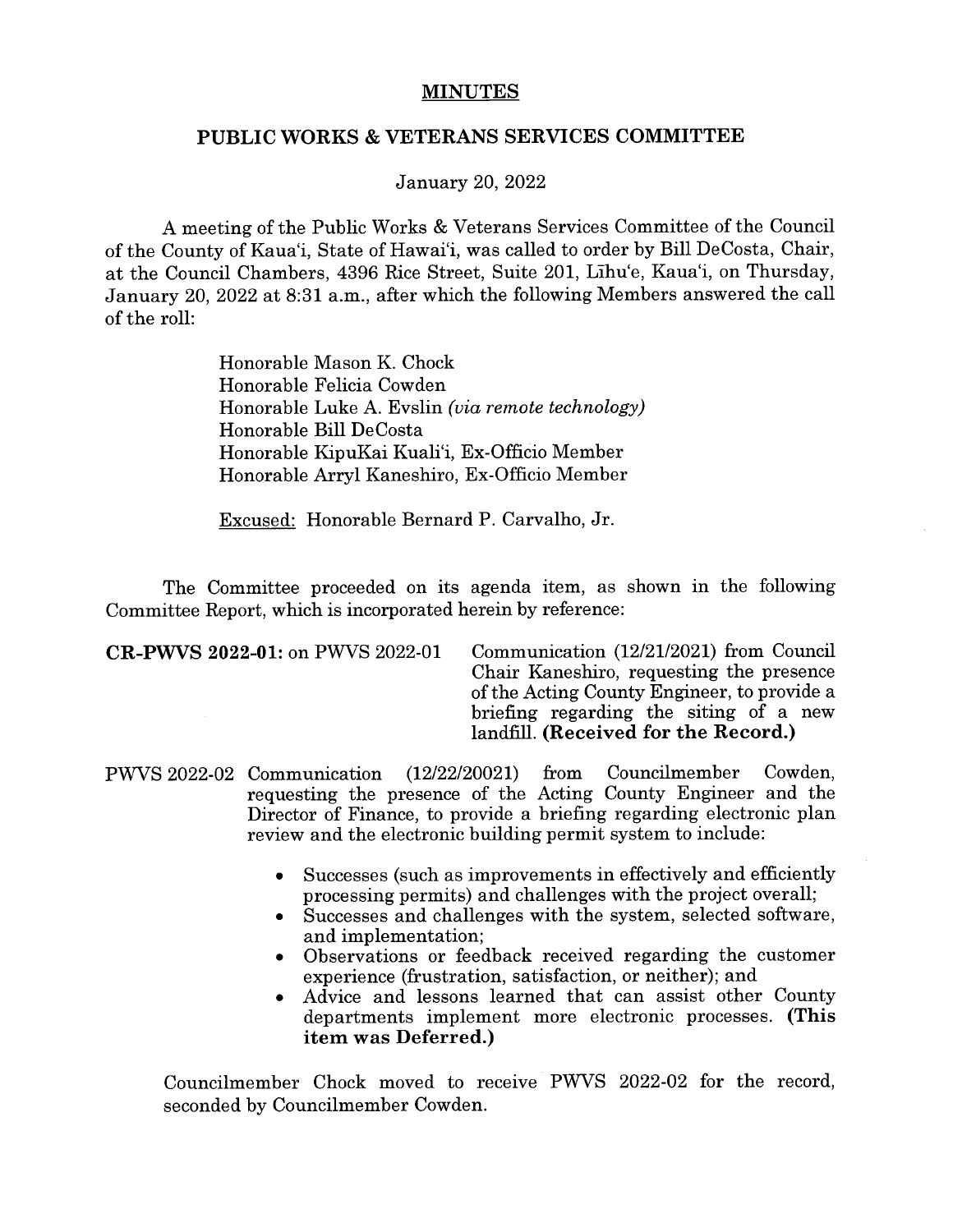# MINUTES

## PUBLIC WORKS & VETERANS SERVICES COMMITTEE

January 20, 2022

A meeting of the Public Works & Veterans Services Committee of the Council of the County of Kaua'i, State of Hawai'i, was called to order by Bill DeCosta, Chair, at the Council Chambers, 4396 Rice Street, Suite 201, Līhu'e, Kaua'i, on Thursday, January 20, 2022 at 8:31 a.m., after which the following Members answered the call of the roll:

> Honorable Mason K. Chock
> Honorable Felicia Cowden
> Honorable Luke A. Evslin *(via remote technology)*
> Honorable Bill DeCosta
> Honorable KipuKai Kuali'i, Ex-Officio Member
> Honorable Arryl Kaneshiro, Ex-Officio Member
>
> Excused: Honorable Bernard P. Carvalho, Jr.

The Committee proceeded on its agenda item, as shown in the following Committee Report, which is incorporated herein by reference:

**CR-PWVS 2022-01:** on PWVS 2022-01 Communication (12/21/2021) from Council Chair Kaneshiro, requesting the presence of the Acting County Engineer, to provide a briefing regarding the siting of a new landfill. **(Received for the Record.)**

PWVS 2022-02 Communication (12/22/20021) from Councilmember Cowden, requesting the presence of the Acting County Engineer and the Director of Finance, to provide a briefing regarding electronic plan review and the electronic building permit system to include:

- Successes (such as improvements in effectively and efficiently processing permits) and challenges with the project overall;
- Successes and challenges with the system, selected software, and implementation;
- Observations or feedback received regarding the customer experience (frustration, satisfaction, or neither); and
- Advice and lessons learned that can assist other County departments implement more electronic processes. **(This item was Deferred.)**

Councilmember Chock moved to receive PWVS 2022-02 for the record, seconded by Councilmember Cowden.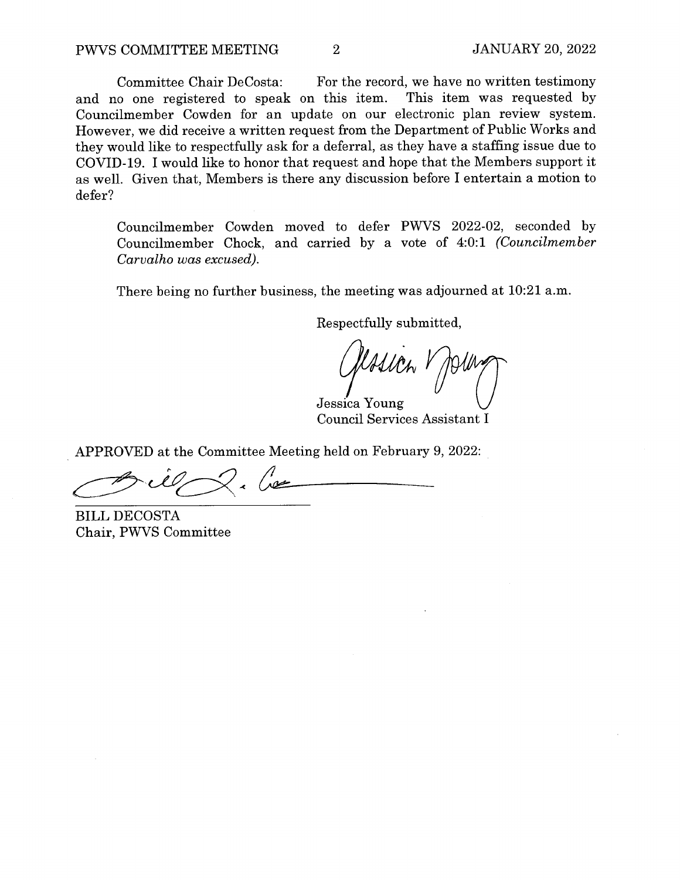Committee Chair DeCosta: For the record, we have no written testimony and no one registered to speak on this item. This item was requested by Councilmember Cowden for an update on our electronic plan review system. However, we did receive a written request from the Department of Public Works and they would like to respectfully ask for a deferral, as they have a staffing issue due to COVID-19. I would like to honor that request and hope that the Members support it as well. Given that, Members is there any discussion before I entertain a motion to defer?

> Councilmember Cowden moved to defer PWVS 2022-02, seconded by Councilmember Chock, and carried by a vote of 4:0:1 *(Councilmember Carvalho was excused).*

There being no further business, the meeting was adjourned at 10:21 a.m.

Respectfully submitted,

Jessica Young
Council Services Assistant I

APPROVED at the Committee Meeting held on February 9, 2022:

BILL DECOSTA
Chair, PWVS Committee